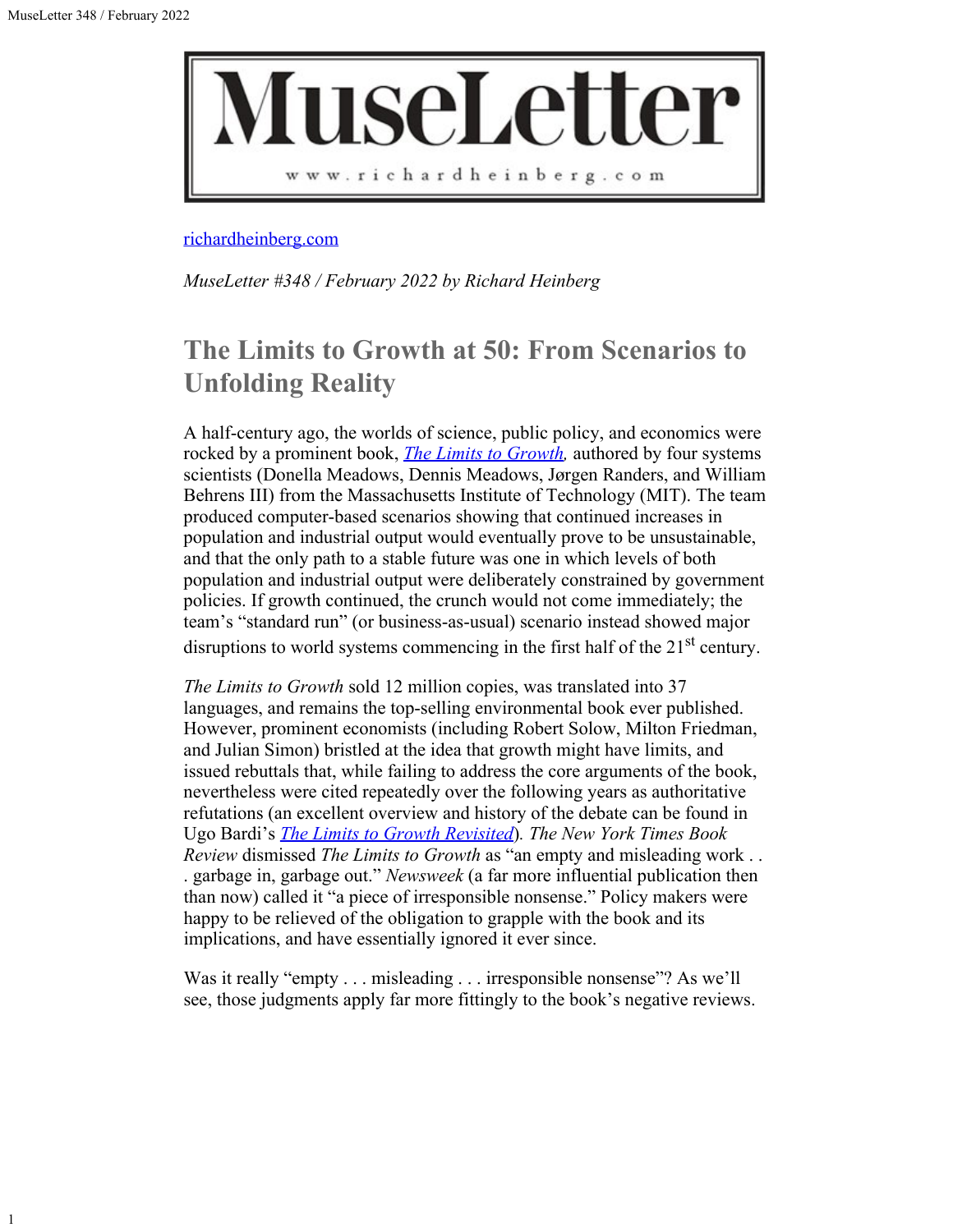# MuseLetter

www.richardheinberg.com

richardheinberg.com

*MuseLetter #348 / February 2022 by Richard Heinberg*

## The Limits to Growth at 50: From Scenarios to Unfolding Reality

A half-century ago, the worlds of science, public policy, and economics were rocked by a prominent book, *The Limits to Growth,* authored by four systems scientists (Donella Meadows, Dennis Meadows, Jørgen Randers, and William Behrens III) from the Massachusetts Institute of Technology (MIT). The team produced computer-based scenarios showing that continued increases in population and industrial output would eventually prove to be unsustainable, and that the only path to a stable future was one in which levels of both population and industrial output were deliberately constrained by government policies. If growth continued, the crunch would not come immediately; the team's "standard run" (or business-as-usual) scenario instead showed major disruptions to world systems commencing in the first half of the 21st century.

*The Limits to Growth* sold 12 million copies, was translated into 37 languages, and remains the top-selling environmental book ever published. However, prominent economists (including Robert Solow, Milton Friedman, and Julian Simon) bristled at the idea that growth might have limits, and issued rebuttals that, while failing to address the core arguments of the book, nevertheless were cited repeatedly over the following years as authoritative refutations (an excellent overview and history of the debate can be found in Ugo Bardi's *The Limits to Growth Revisited*). *The New York Times Book Review* dismissed *The Limits to Growth* as "an empty and misleading work . . . garbage in, garbage out." *Newsweek* (a far more influential publication then than now) called it "a piece of irresponsible nonsense." Policy makers were happy to be relieved of the obligation to grapple with the book and its implications, and have essentially ignored it ever since.

Was it really "empty . . . misleading . . . irresponsible nonsense"? As we'll see, those judgments apply far more fittingly to the book's negative reviews.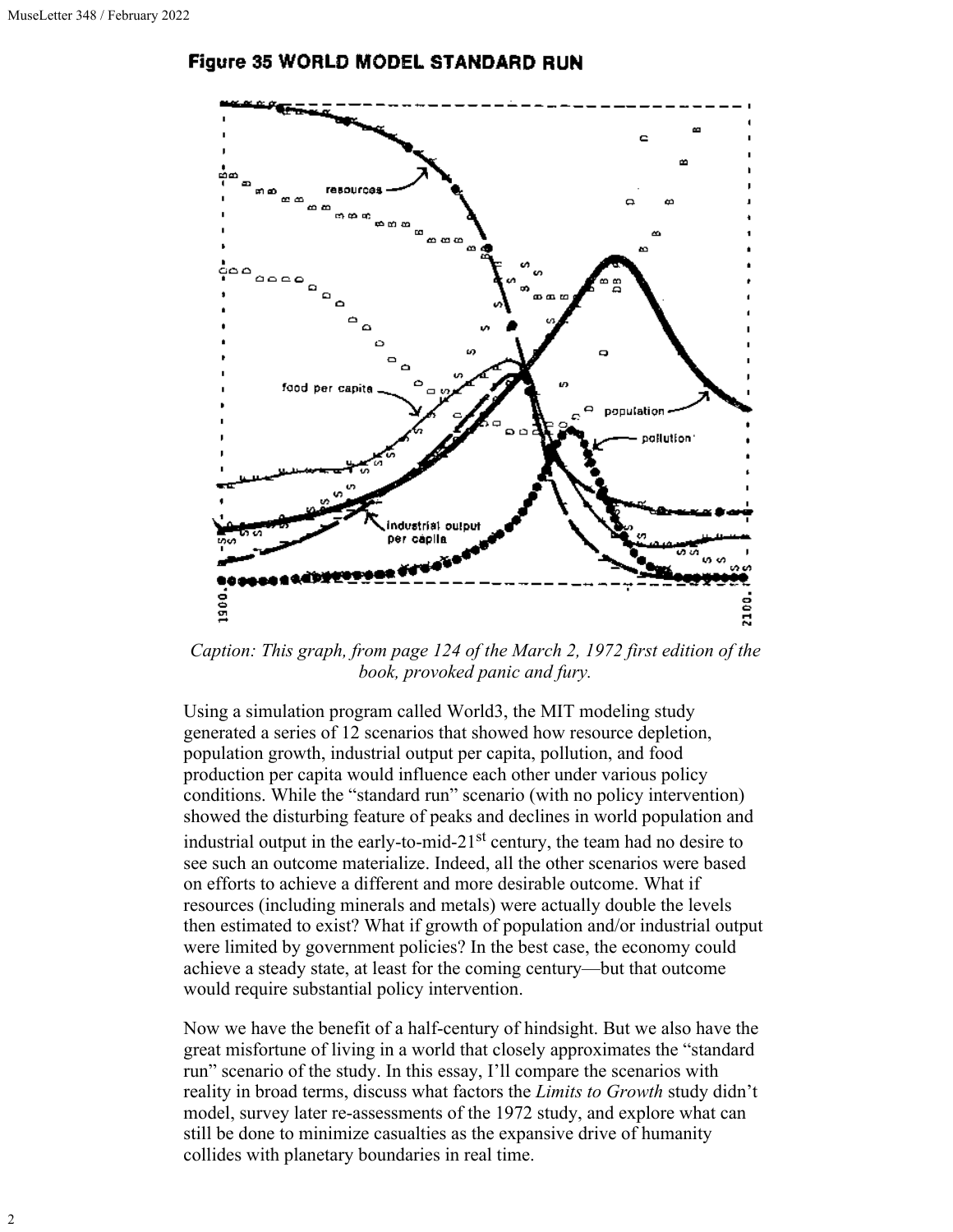**Figure 35 WORLD MODEL STANDARD RUN**

*Caption: This graph, from page 124 of the March 2, 1972 first edition of the book, provoked panic and fury.*

Using a simulation program called World3, the MIT modeling study generated a series of 12 scenarios that showed how resource depletion, population growth, industrial output per capita, pollution, and food production per capita would influence each other under various policy conditions. While the "standard run" scenario (with no policy intervention) showed the disturbing feature of peaks and declines in world population and industrial output in the early-to-mid-21st century, the team had no desire to see such an outcome materialize. Indeed, all the other scenarios were based on efforts to achieve a different and more desirable outcome. What if resources (including minerals and metals) were actually double the levels then estimated to exist? What if growth of population and/or industrial output were limited by government policies? In the best case, the economy could achieve a steady state, at least for the coming century—but that outcome would require substantial policy intervention.

Now we have the benefit of a half-century of hindsight. But we also have the great misfortune of living in a world that closely approximates the "standard run" scenario of the study. In this essay, I'll compare the scenarios with reality in broad terms, discuss what factors the *Limits to Growth* study didn't model, survey later re-assessments of the 1972 study, and explore what can still be done to minimize casualties as the expansive drive of humanity collides with planetary boundaries in real time.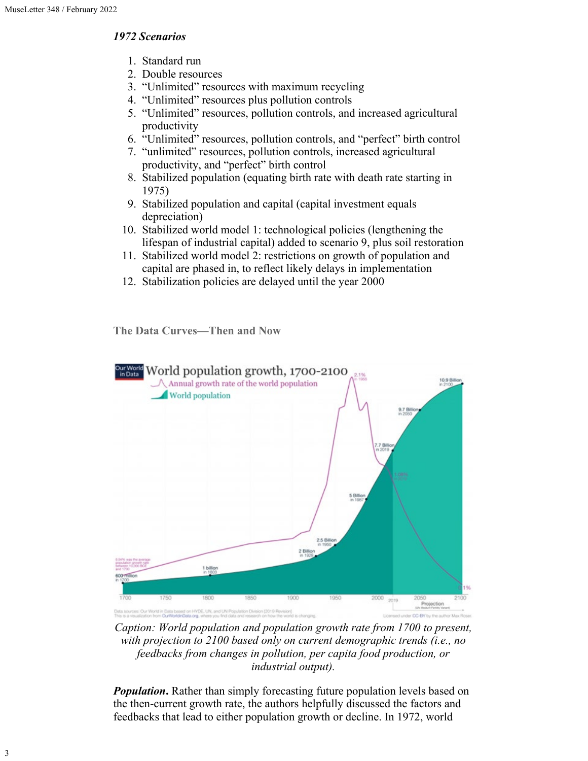*1972 Scenarios*

1. Standard run
2. Double resources
3. "Unlimited" resources with maximum recycling
4. "Unlimited" resources plus pollution controls
5. "Unlimited" resources, pollution controls, and increased agricultural productivity
6. "Unlimited" resources, pollution controls, and "perfect" birth control
7. "unlimited" resources, pollution controls, increased agricultural productivity, and "perfect" birth control
8. Stabilized population (equating birth rate with death rate starting in 1975)
9. Stabilized population and capital (capital investment equals depreciation)
10. Stabilized world model 1: technological policies (lengthening the lifespan of industrial capital) added to scenario 9, plus soil restoration
11. Stabilized world model 2: restrictions on growth of population and capital are phased in, to reflect likely delays in implementation
12. Stabilization policies are delayed until the year 2000

## The Data Curves—Then and Now

*Caption: World population and population growth rate from 1700 to present, with projection to 2100 based only on current demographic trends (i.e., no feedbacks from changes in pollution, per capita food production, or industrial output).*

***Population.*** Rather than simply forecasting future population levels based on the then-current growth rate, the authors helpfully discussed the factors and feedbacks that lead to either population growth or decline. In 1972, world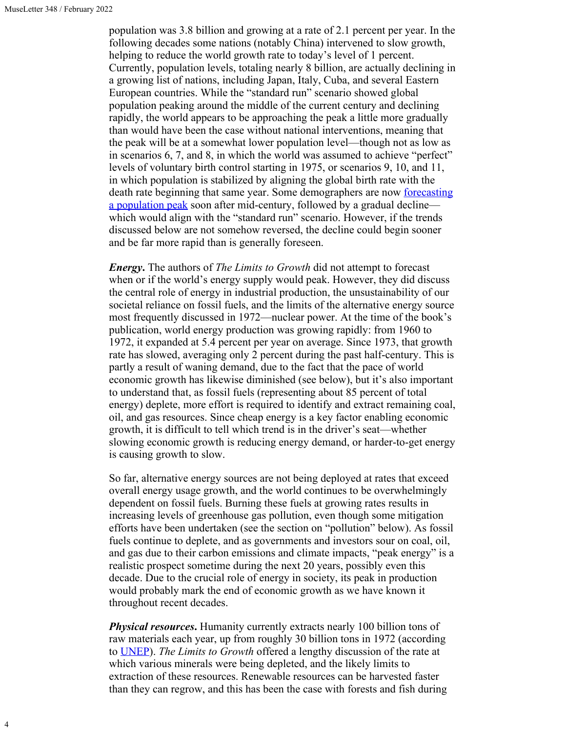population was 3.8 billion and growing at a rate of 2.1 percent per year. In the following decades some nations (notably China) intervened to slow growth, helping to reduce the world growth rate to today's level of 1 percent. Currently, population levels, totaling nearly 8 billion, are actually declining in a growing list of nations, including Japan, Italy, Cuba, and several Eastern European countries. While the "standard run" scenario showed global population peaking around the middle of the current century and declining rapidly, the world appears to be approaching the peak a little more gradually than would have been the case without national interventions, meaning that the peak will be at a somewhat lower population level—though not as low as in scenarios 6, 7, and 8, in which the world was assumed to achieve "perfect" levels of voluntary birth control starting in 1975, or scenarios 9, 10, and 11, in which population is stabilized by aligning the global birth rate with the death rate beginning that same year. Some demographers are now [forecasting a population peak](forecasting a population peak) soon after mid-century, followed by a gradual decline—which would align with the "standard run" scenario. However, if the trends discussed below are not somehow reversed, the decline could begin sooner and be far more rapid than is generally foreseen.

***Energy***. The authors of *The Limits to Growth* did not attempt to forecast when or if the world's energy supply would peak. However, they did discuss the central role of energy in industrial production, the unsustainability of our societal reliance on fossil fuels, and the limits of the alternative energy source most frequently discussed in 1972—nuclear power. At the time of the book's publication, world energy production was growing rapidly: from 1960 to 1972, it expanded at 5.4 percent per year on average. Since 1973, that growth rate has slowed, averaging only 2 percent during the past half-century. This is partly a result of waning demand, due to the fact that the pace of world economic growth has likewise diminished (see below), but it's also important to understand that, as fossil fuels (representing about 85 percent of total energy) deplete, more effort is required to identify and extract remaining coal, oil, and gas resources. Since cheap energy is a key factor enabling economic growth, it is difficult to tell which trend is in the driver's seat—whether slowing economic growth is reducing energy demand, or harder-to-get energy is causing growth to slow.

So far, alternative energy sources are not being deployed at rates that exceed overall energy usage growth, and the world continues to be overwhelmingly dependent on fossil fuels. Burning these fuels at growing rates results in increasing levels of greenhouse gas pollution, even though some mitigation efforts have been undertaken (see the section on "pollution" below). As fossil fuels continue to deplete, and as governments and investors sour on coal, oil, and gas due to their carbon emissions and climate impacts, "peak energy" is a realistic prospect sometime during the next 20 years, possibly even this decade. Due to the crucial role of energy in society, its peak in production would probably mark the end of economic growth as we have known it throughout recent decades.

***Physical resources***. Humanity currently extracts nearly 100 billion tons of raw materials each year, up from roughly 30 billion tons in 1972 (according to [UNEP](UNEP)). *The Limits to Growth* offered a lengthy discussion of the rate at which various minerals were being depleted, and the likely limits to extraction of these resources. Renewable resources can be harvested faster than they can regrow, and this has been the case with forests and fish during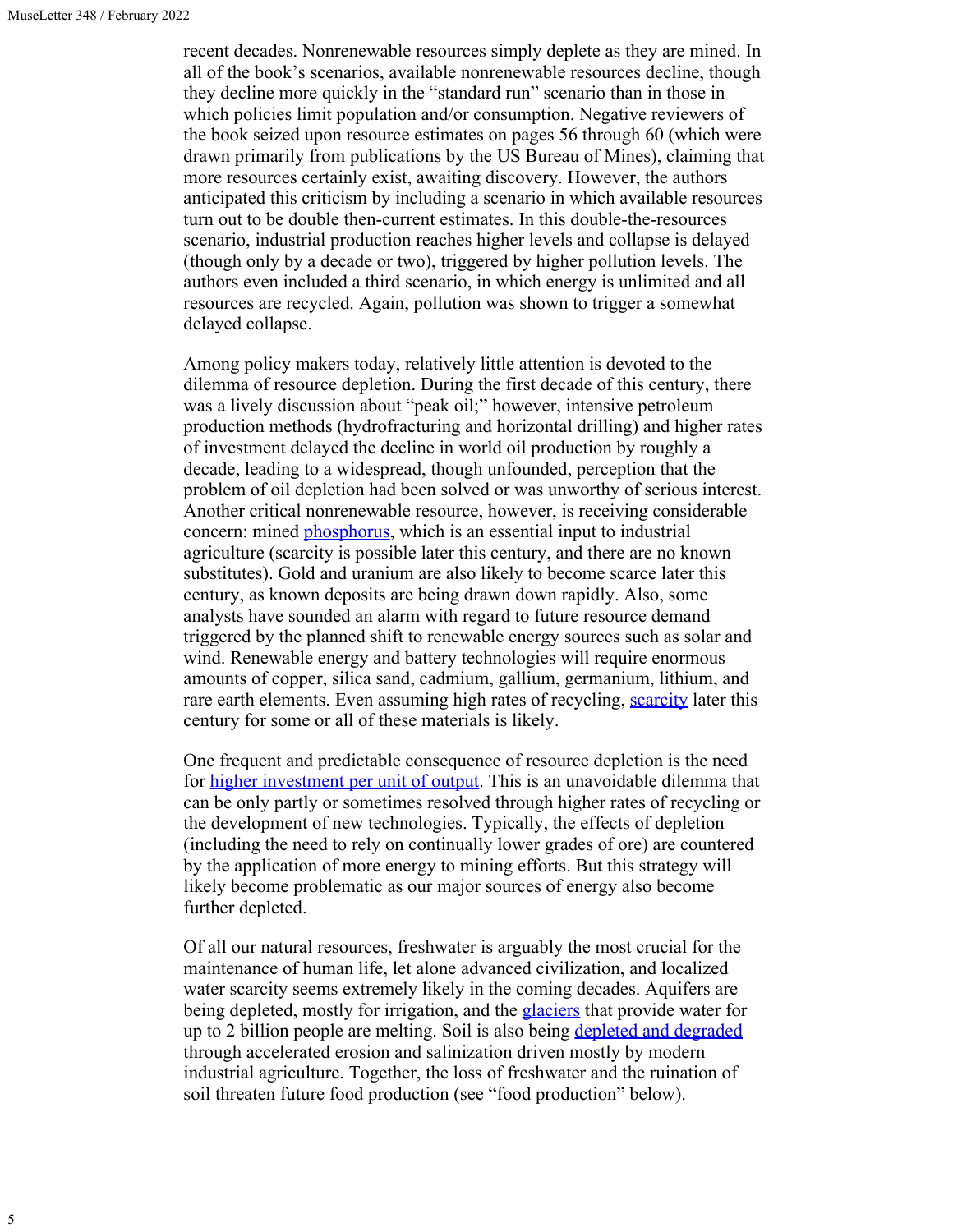recent decades. Nonrenewable resources simply deplete as they are mined. In all of the book's scenarios, available nonrenewable resources decline, though they decline more quickly in the "standard run" scenario than in those in which policies limit population and/or consumption. Negative reviewers of the book seized upon resource estimates on pages 56 through 60 (which were drawn primarily from publications by the US Bureau of Mines), claiming that more resources certainly exist, awaiting discovery. However, the authors anticipated this criticism by including a scenario in which available resources turn out to be double then-current estimates. In this double-the-resources scenario, industrial production reaches higher levels and collapse is delayed (though only by a decade or two), triggered by higher pollution levels. The authors even included a third scenario, in which energy is unlimited and all resources are recycled. Again, pollution was shown to trigger a somewhat delayed collapse.

Among policy makers today, relatively little attention is devoted to the dilemma of resource depletion. During the first decade of this century, there was a lively discussion about "peak oil;" however, intensive petroleum production methods (hydrofracturing and horizontal drilling) and higher rates of investment delayed the decline in world oil production by roughly a decade, leading to a widespread, though unfounded, perception that the problem of oil depletion had been solved or was unworthy of serious interest. Another critical nonrenewable resource, however, is receiving considerable concern: mined phosphorus, which is an essential input to industrial agriculture (scarcity is possible later this century, and there are no known substitutes). Gold and uranium are also likely to become scarce later this century, as known deposits are being drawn down rapidly. Also, some analysts have sounded an alarm with regard to future resource demand triggered by the planned shift to renewable energy sources such as solar and wind. Renewable energy and battery technologies will require enormous amounts of copper, silica sand, cadmium, gallium, germanium, lithium, and rare earth elements. Even assuming high rates of recycling, scarcity later this century for some or all of these materials is likely.

One frequent and predictable consequence of resource depletion is the need for higher investment per unit of output. This is an unavoidable dilemma that can be only partly or sometimes resolved through higher rates of recycling or the development of new technologies. Typically, the effects of depletion (including the need to rely on continually lower grades of ore) are countered by the application of more energy to mining efforts. But this strategy will likely become problematic as our major sources of energy also become further depleted.

Of all our natural resources, freshwater is arguably the most crucial for the maintenance of human life, let alone advanced civilization, and localized water scarcity seems extremely likely in the coming decades. Aquifers are being depleted, mostly for irrigation, and the glaciers that provide water for up to 2 billion people are melting. Soil is also being depleted and degraded through accelerated erosion and salinization driven mostly by modern industrial agriculture. Together, the loss of freshwater and the ruination of soil threaten future food production (see "food production" below).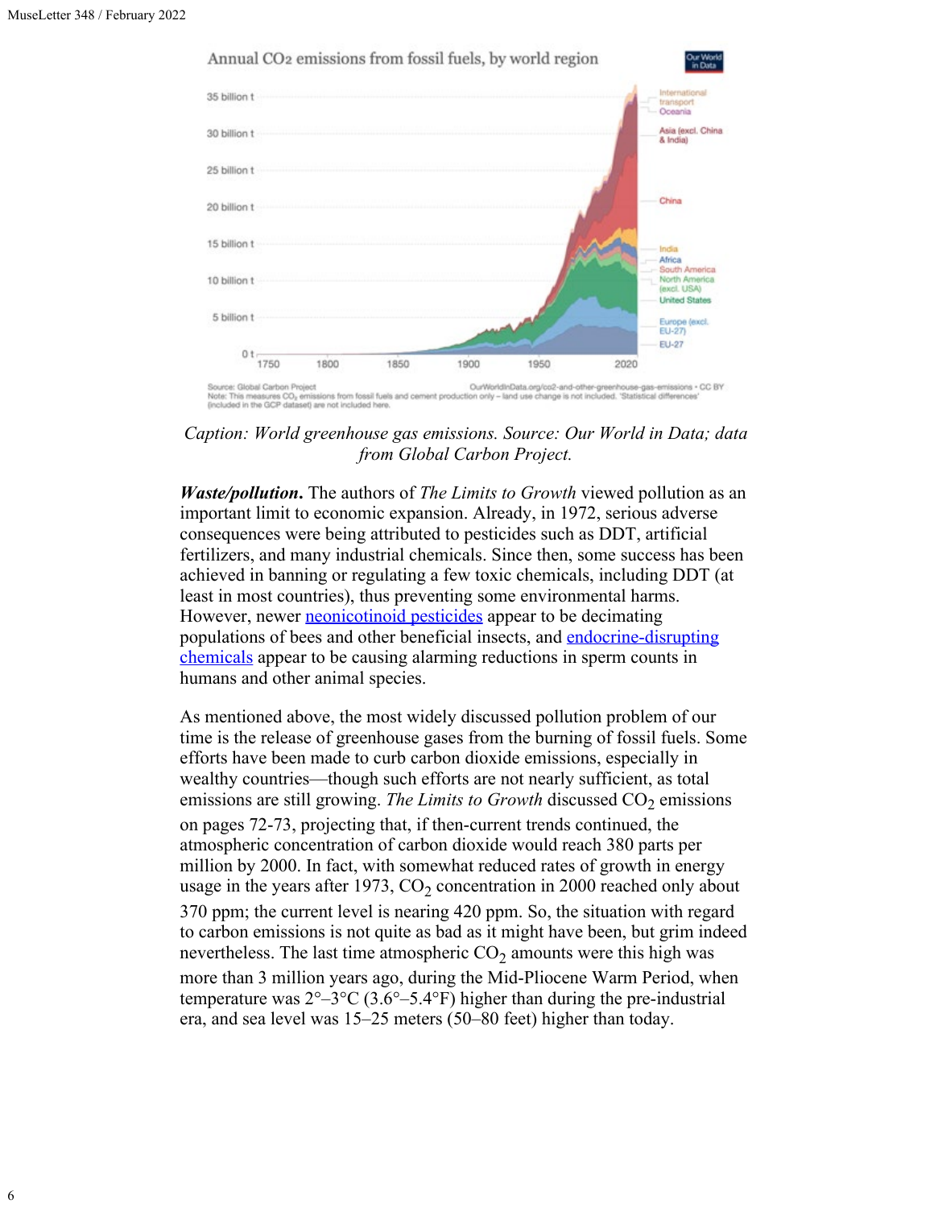*Caption: World greenhouse gas emissions. Source: Our World in Data; data from Global Carbon Project.*

***Waste/pollution.*** The authors of *The Limits to Growth* viewed pollution as an important limit to economic expansion. Already, in 1972, serious adverse consequences were being attributed to pesticides such as DDT, artificial fertilizers, and many industrial chemicals. Since then, some success has been achieved in banning or regulating a few toxic chemicals, including DDT (at least in most countries), thus preventing some environmental harms. However, newer neonicotinoid pesticides appear to be decimating populations of bees and other beneficial insects, and endocrine-disrupting chemicals appear to be causing alarming reductions in sperm counts in humans and other animal species.

As mentioned above, the most widely discussed pollution problem of our time is the release of greenhouse gases from the burning of fossil fuels. Some efforts have been made to curb carbon dioxide emissions, especially in wealthy countries—though such efforts are not nearly sufficient, as total emissions are still growing. *The Limits to Growth* discussed $CO_2$ emissions on pages 72-73, projecting that, if then-current trends continued, the atmospheric concentration of carbon dioxide would reach 380 parts per million by 2000. In fact, with somewhat reduced rates of growth in energy usage in the years after 1973, $CO_2$ concentration in 2000 reached only about 370 ppm; the current level is nearing 420 ppm. So, the situation with regard to carbon emissions is not quite as bad as it might have been, but grim indeed nevertheless. The last time atmospheric $CO_2$ amounts were this high was more than 3 million years ago, during the Mid-Pliocene Warm Period, when temperature was 2°–3°C (3.6°–5.4°F) higher than during the pre-industrial era, and sea level was 15–25 meters (50–80 feet) higher than today.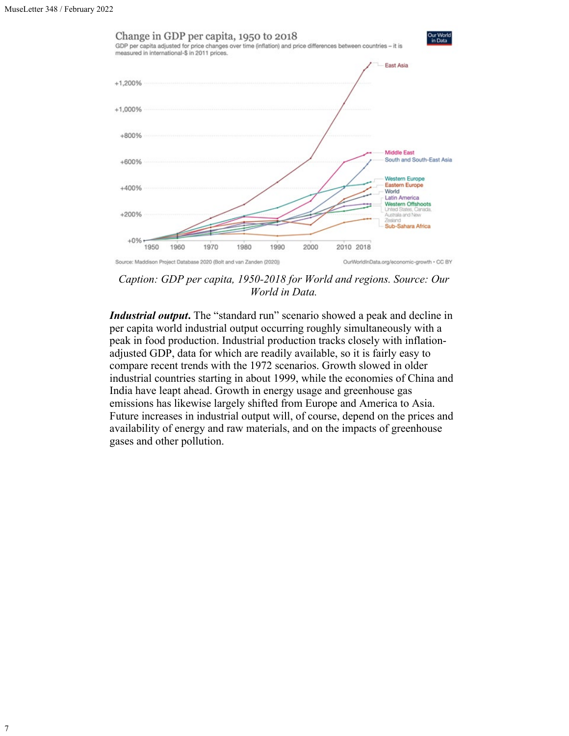*Caption: GDP per capita, 1950-2018 for World and regions. Source: Our World in Data.*

***Industrial output***. The "standard run" scenario showed a peak and decline in per capita world industrial output occurring roughly simultaneously with a peak in food production. Industrial production tracks closely with inflation-adjusted GDP, data for which are readily available, so it is fairly easy to compare recent trends with the 1972 scenarios. Growth slowed in older industrial countries starting in about 1999, while the economies of China and India have leapt ahead. Growth in energy usage and greenhouse gas emissions has likewise largely shifted from Europe and America to Asia. Future increases in industrial output will, of course, depend on the prices and availability of energy and raw materials, and on the impacts of greenhouse gases and other pollution.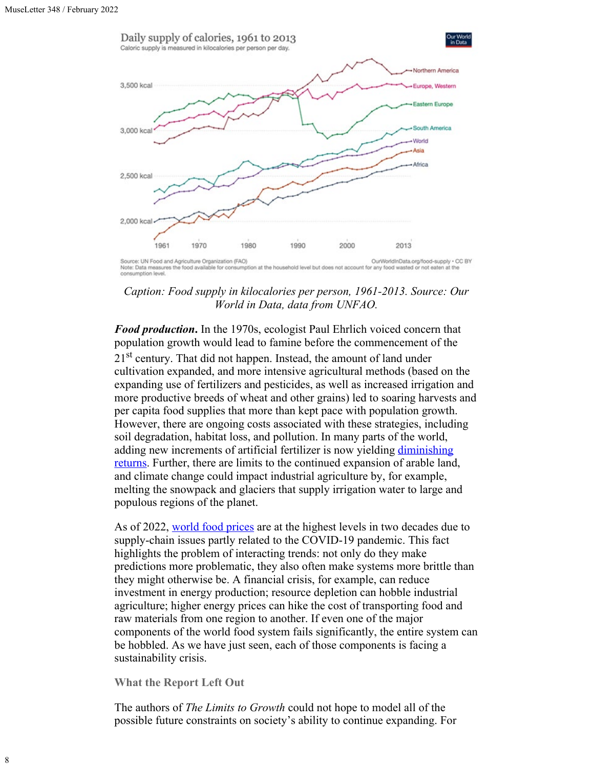Caption: Food supply in kilocalories per person, 1961-2013. Source: Our World in Data, data from UNFAO.

***Food production.*** In the 1970s, ecologist Paul Ehrlich voiced concern that population growth would lead to famine before the commencement of the 21st century. That did not happen. Instead, the amount of land under cultivation expanded, and more intensive agricultural methods (based on the expanding use of fertilizers and pesticides, as well as increased irrigation and more productive breeds of wheat and other grains) led to soaring harvests and per capita food supplies that more than kept pace with population growth. However, there are ongoing costs associated with these strategies, including soil degradation, habitat loss, and pollution. In many parts of the world, adding new increments of artificial fertilizer is now yielding diminishing returns. Further, there are limits to the continued expansion of arable land, and climate change could impact industrial agriculture by, for example, melting the snowpack and glaciers that supply irrigation water to large and populous regions of the planet.

As of 2022, world food prices are at the highest levels in two decades due to supply-chain issues partly related to the COVID-19 pandemic. This fact highlights the problem of interacting trends: not only do they make predictions more problematic, they also often make systems more brittle than they might otherwise be. A financial crisis, for example, can reduce investment in energy production; resource depletion can hobble industrial agriculture; higher energy prices can hike the cost of transporting food and raw materials from one region to another. If even one of the major components of the world food system fails significantly, the entire system can be hobbled. As we have just seen, each of those components is facing a sustainability crisis.

### What the Report Left Out

The authors of *The Limits to Growth* could not hope to model all of the possible future constraints on society's ability to continue expanding. For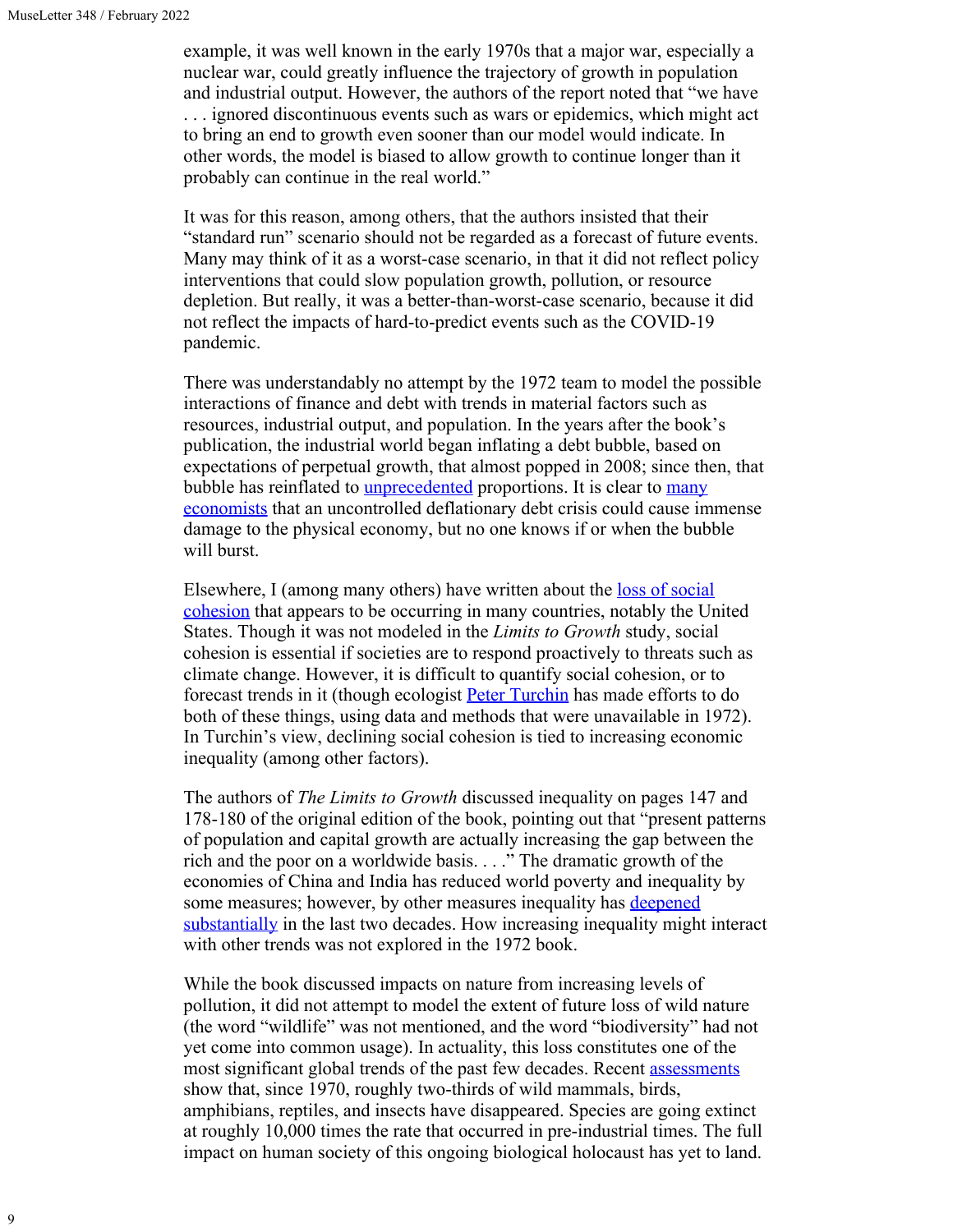example, it was well known in the early 1970s that a major war, especially a nuclear war, could greatly influence the trajectory of growth in population and industrial output. However, the authors of the report noted that "we have . . . ignored discontinuous events such as wars or epidemics, which might act to bring an end to growth even sooner than our model would indicate. In other words, the model is biased to allow growth to continue longer than it probably can continue in the real world."

It was for this reason, among others, that the authors insisted that their "standard run" scenario should not be regarded as a forecast of future events. Many may think of it as a worst-case scenario, in that it did not reflect policy interventions that could slow population growth, pollution, or resource depletion. But really, it was a better-than-worst-case scenario, because it did not reflect the impacts of hard-to-predict events such as the COVID-19 pandemic.

There was understandably no attempt by the 1972 team to model the possible interactions of finance and debt with trends in material factors such as resources, industrial output, and population. In the years after the book's publication, the industrial world began inflating a debt bubble, based on expectations of perpetual growth, that almost popped in 2008; since then, that bubble has reinflated to unprecedented proportions. It is clear to many economists that an uncontrolled deflationary debt crisis could cause immense damage to the physical economy, but no one knows if or when the bubble will burst.

Elsewhere, I (among many others) have written about the loss of social cohesion that appears to be occurring in many countries, notably the United States. Though it was not modeled in the *Limits to Growth* study, social cohesion is essential if societies are to respond proactively to threats such as climate change. However, it is difficult to quantify social cohesion, or to forecast trends in it (though ecologist Peter Turchin has made efforts to do both of these things, using data and methods that were unavailable in 1972). In Turchin's view, declining social cohesion is tied to increasing economic inequality (among other factors).

The authors of *The Limits to Growth* discussed inequality on pages 147 and 178-180 of the original edition of the book, pointing out that "present patterns of population and capital growth are actually increasing the gap between the rich and the poor on a worldwide basis. . . ." The dramatic growth of the economies of China and India has reduced world poverty and inequality by some measures; however, by other measures inequality has deepened substantially in the last two decades. How increasing inequality might interact with other trends was not explored in the 1972 book.

While the book discussed impacts on nature from increasing levels of pollution, it did not attempt to model the extent of future loss of wild nature (the word "wildlife" was not mentioned, and the word "biodiversity" had not yet come into common usage). In actuality, this loss constitutes one of the most significant global trends of the past few decades. Recent assessments show that, since 1970, roughly two-thirds of wild mammals, birds, amphibians, reptiles, and insects have disappeared. Species are going extinct at roughly 10,000 times the rate that occurred in pre-industrial times. The full impact on human society of this ongoing biological holocaust has yet to land.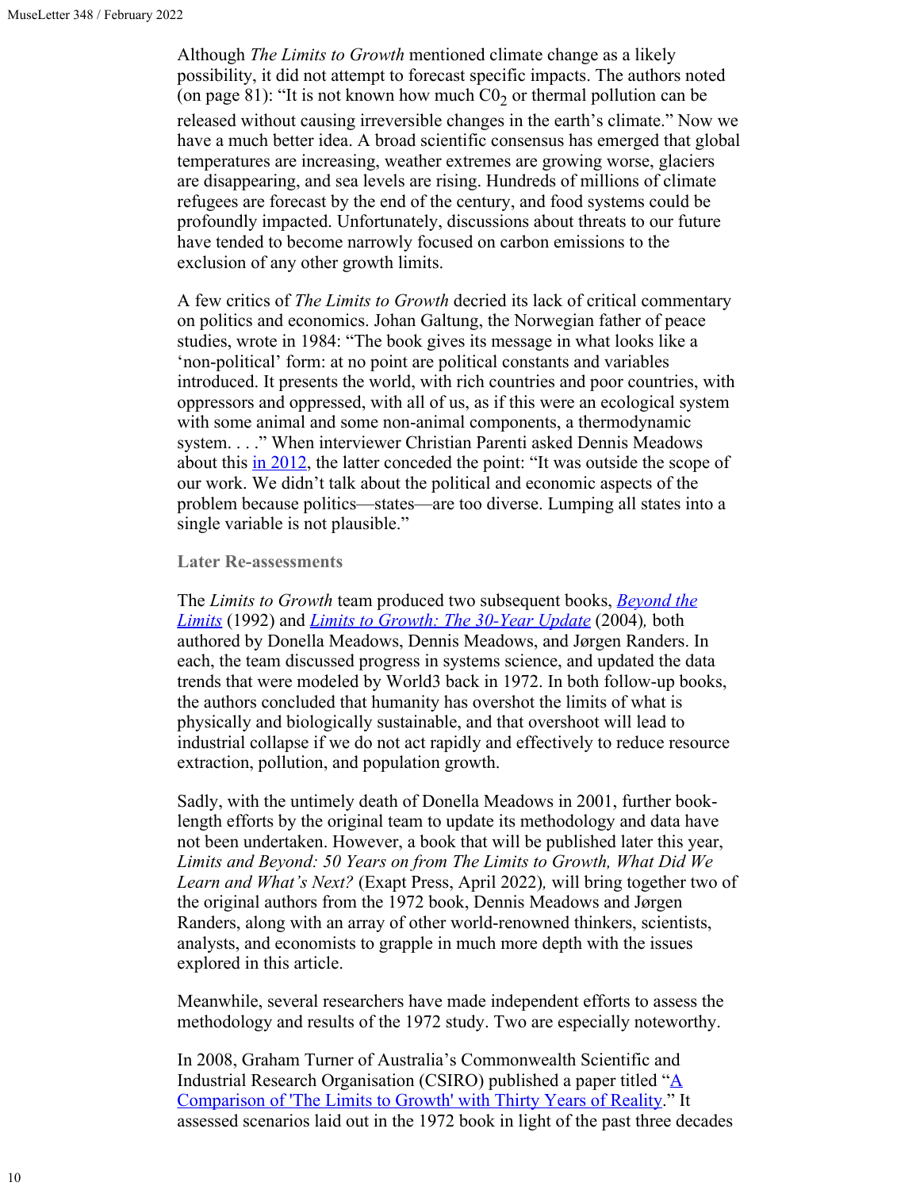Although *The Limits to Growth* mentioned climate change as a likely possibility, it did not attempt to forecast specific impacts. The authors noted (on page 81): "It is not known how much $C0_2$ or thermal pollution can be released without causing irreversible changes in the earth's climate." Now we have a much better idea. A broad scientific consensus has emerged that global temperatures are increasing, weather extremes are growing worse, glaciers are disappearing, and sea levels are rising. Hundreds of millions of climate refugees are forecast by the end of the century, and food systems could be profoundly impacted. Unfortunately, discussions about threats to our future have tended to become narrowly focused on carbon emissions to the exclusion of any other growth limits.

A few critics of *The Limits to Growth* decried its lack of critical commentary on politics and economics. Johan Galtung, the Norwegian father of peace studies, wrote in 1984: "The book gives its message in what looks like a 'non-political' form: at no point are political constants and variables introduced. It presents the world, with rich countries and poor countries, with oppressors and oppressed, with all of us, as if this were an ecological system with some animal and some non-animal components, a thermodynamic system. . . ." When interviewer Christian Parenti asked Dennis Meadows about this [in 2012](), the latter conceded the point: "It was outside the scope of our work. We didn't talk about the political and economic aspects of the problem because politics—states—are too diverse. Lumping all states into a single variable is not plausible."

### Later Re-assessments

The *Limits to Growth* team produced two subsequent books, [*Beyond the Limits*]() (1992) and [*Limits to Growth: The 30-Year Update*]() (2004), both authored by Donella Meadows, Dennis Meadows, and Jørgen Randers. In each, the team discussed progress in systems science, and updated the data trends that were modeled by World3 back in 1972. In both follow-up books, the authors concluded that humanity has overshot the limits of what is physically and biologically sustainable, and that overshoot will lead to industrial collapse if we do not act rapidly and effectively to reduce resource extraction, pollution, and population growth.

Sadly, with the untimely death of Donella Meadows in 2001, further book-length efforts by the original team to update its methodology and data have not been undertaken. However, a book that will be published later this year, *Limits and Beyond: 50 Years on from The Limits to Growth, What Did We Learn and What's Next?* (Exapt Press, April 2022), will bring together two of the original authors from the 1972 book, Dennis Meadows and Jørgen Randers, along with an array of other world-renowned thinkers, scientists, analysts, and economists to grapple in much more depth with the issues explored in this article.

Meanwhile, several researchers have made independent efforts to assess the methodology and results of the 1972 study. Two are especially noteworthy.

In 2008, Graham Turner of Australia's Commonwealth Scientific and Industrial Research Organisation (CSIRO) published a paper titled "[A Comparison of 'The Limits to Growth' with Thirty Years of Reality]()." It assessed scenarios laid out in the 1972 book in light of the past three decades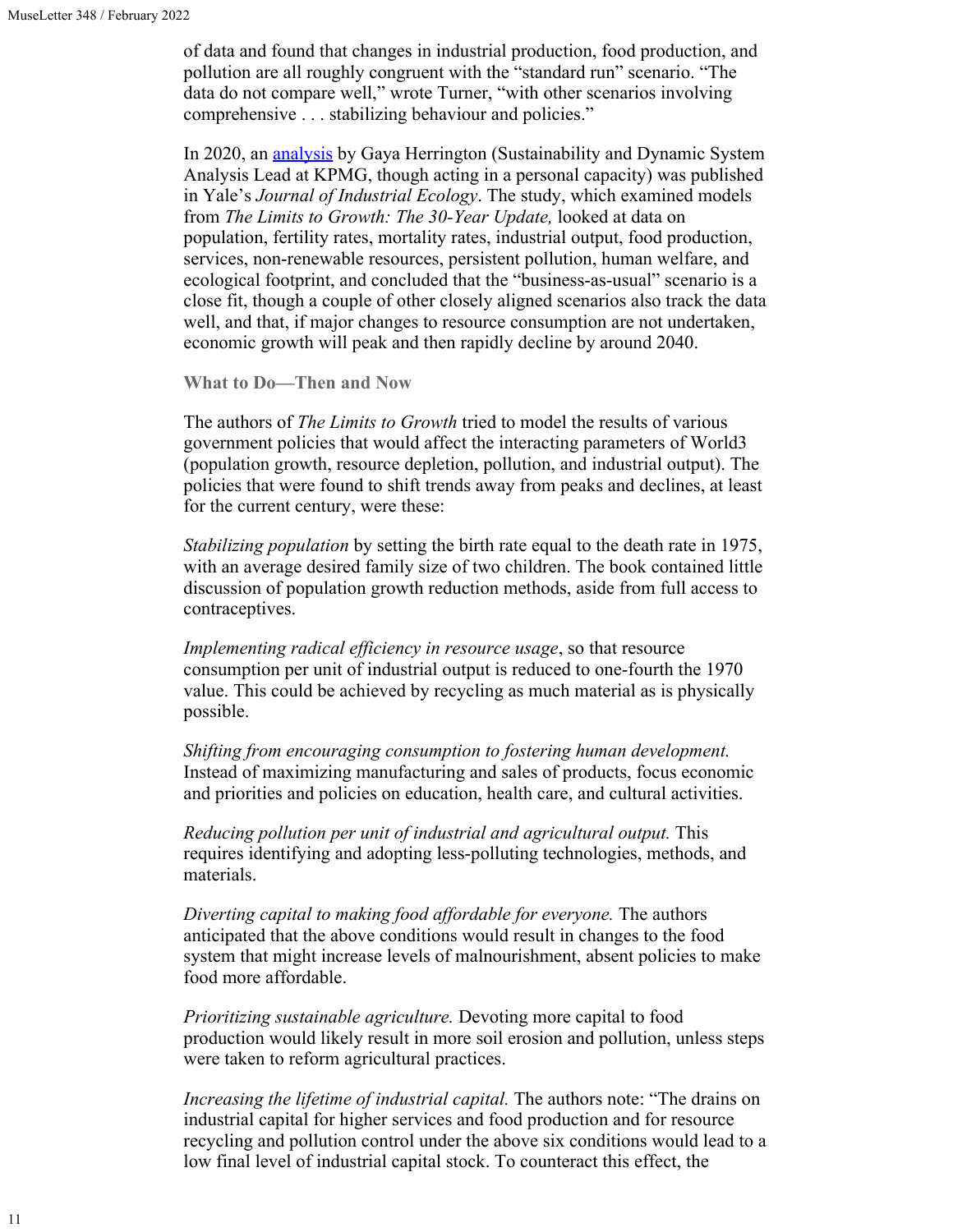of data and found that changes in industrial production, food production, and pollution are all roughly congruent with the "standard run" scenario. "The data do not compare well," wrote Turner, "with other scenarios involving comprehensive . . . stabilizing behaviour and policies."

In 2020, an [analysis](analysis) by Gaya Herrington (Sustainability and Dynamic System Analysis Lead at KPMG, though acting in a personal capacity) was published in Yale's *Journal of Industrial Ecology*. The study, which examined models from *The Limits to Growth: The 30-Year Update,* looked at data on population, fertility rates, mortality rates, industrial output, food production, services, non-renewable resources, persistent pollution, human welfare, and ecological footprint, and concluded that the "business-as-usual" scenario is a close fit, though a couple of other closely aligned scenarios also track the data well, and that, if major changes to resource consumption are not undertaken, economic growth will peak and then rapidly decline by around 2040.

### What to Do—Then and Now

The authors of *The Limits to Growth* tried to model the results of various government policies that would affect the interacting parameters of World3 (population growth, resource depletion, pollution, and industrial output). The policies that were found to shift trends away from peaks and declines, at least for the current century, were these:

*Stabilizing population* by setting the birth rate equal to the death rate in 1975, with an average desired family size of two children. The book contained little discussion of population growth reduction methods, aside from full access to contraceptives.

*Implementing radical efficiency in resource usage*, so that resource consumption per unit of industrial output is reduced to one-fourth the 1970 value. This could be achieved by recycling as much material as is physically possible.

*Shifting from encouraging consumption to fostering human development.* Instead of maximizing manufacturing and sales of products, focus economic and priorities and policies on education, health care, and cultural activities.

*Reducing pollution per unit of industrial and agricultural output.* This requires identifying and adopting less-polluting technologies, methods, and materials.

*Diverting capital to making food affordable for everyone.* The authors anticipated that the above conditions would result in changes to the food system that might increase levels of malnourishment, absent policies to make food more affordable.

*Prioritizing sustainable agriculture.* Devoting more capital to food production would likely result in more soil erosion and pollution, unless steps were taken to reform agricultural practices.

*Increasing the lifetime of industrial capital.* The authors note: "The drains on industrial capital for higher services and food production and for resource recycling and pollution control under the above six conditions would lead to a low final level of industrial capital stock. To counteract this effect, the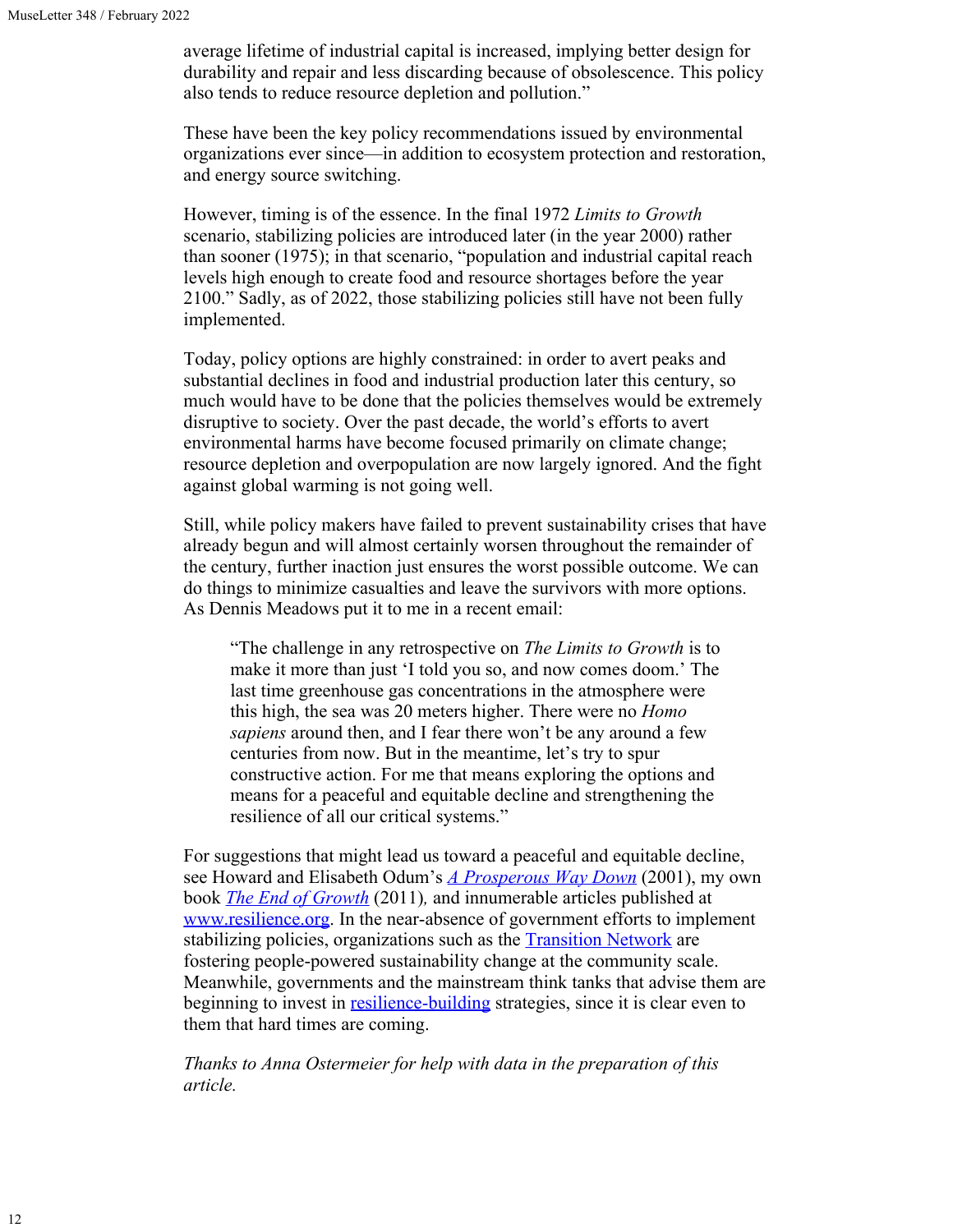average lifetime of industrial capital is increased, implying better design for durability and repair and less discarding because of obsolescence. This policy also tends to reduce resource depletion and pollution."

These have been the key policy recommendations issued by environmental organizations ever since—in addition to ecosystem protection and restoration, and energy source switching.

However, timing is of the essence. In the final 1972 *Limits to Growth* scenario, stabilizing policies are introduced later (in the year 2000) rather than sooner (1975); in that scenario, "population and industrial capital reach levels high enough to create food and resource shortages before the year 2100." Sadly, as of 2022, those stabilizing policies still have not been fully implemented.

Today, policy options are highly constrained: in order to avert peaks and substantial declines in food and industrial production later this century, so much would have to be done that the policies themselves would be extremely disruptive to society. Over the past decade, the world's efforts to avert environmental harms have become focused primarily on climate change; resource depletion and overpopulation are now largely ignored. And the fight against global warming is not going well.

Still, while policy makers have failed to prevent sustainability crises that have already begun and will almost certainly worsen throughout the remainder of the century, further inaction just ensures the worst possible outcome. We can do things to minimize casualties and leave the survivors with more options. As Dennis Meadows put it to me in a recent email:

> "The challenge in any retrospective on *The Limits to Growth* is to make it more than just 'I told you so, and now comes doom.' The last time greenhouse gas concentrations in the atmosphere were this high, the sea was 20 meters higher. There were no *Homo sapiens* around then, and I fear there won't be any around a few centuries from now. But in the meantime, let's try to spur constructive action. For me that means exploring the options and means for a peaceful and equitable decline and strengthening the resilience of all our critical systems."

For suggestions that might lead us toward a peaceful and equitable decline, see Howard and Elisabeth Odum's *A Prosperous Way Down* (2001), my own book *The End of Growth* (2011), and innumerable articles published at www.resilience.org. In the near-absence of government efforts to implement stabilizing policies, organizations such as the Transition Network are fostering people-powered sustainability change at the community scale. Meanwhile, governments and the mainstream think tanks that advise them are beginning to invest in resilience-building strategies, since it is clear even to them that hard times are coming.

*Thanks to Anna Ostermeier for help with data in the preparation of this article.*